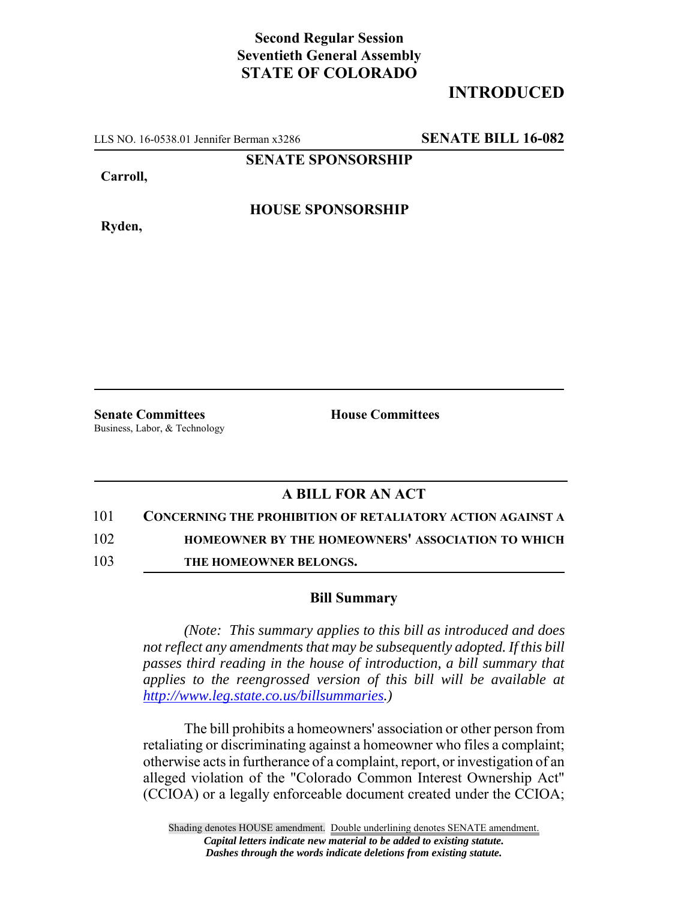**Second Regular Session**
**Seventieth General Assembly**
**STATE OF COLORADO**

**INTRODUCED**

LLS NO. 16-0538.01 Jennifer Berman x3286 **SENATE BILL 16-082**

**SENATE SPONSORSHIP**

**Carroll,**

**HOUSE SPONSORSHIP**

**Ryden,**

**Senate Committees**
Business, Labor, & Technology

**House Committees**

## A BILL FOR AN ACT

101 **CONCERNING THE PROHIBITION OF RETALIATORY ACTION AGAINST A**
102 **HOMEOWNER BY THE HOMEOWNERS' ASSOCIATION TO WHICH**
103 **THE HOMEOWNER BELONGS.**

### Bill Summary

*(Note: This summary applies to this bill as introduced and does not reflect any amendments that may be subsequently adopted. If this bill passes third reading in the house of introduction, a bill summary that applies to the reengrossed version of this bill will be available at http://www.leg.state.co.us/billsummaries.)*

The bill prohibits a homeowners' association or other person from retaliating or discriminating against a homeowner who files a complaint; otherwise acts in furtherance of a complaint, report, or investigation of an alleged violation of the "Colorado Common Interest Ownership Act" (CCIOA) or a legally enforceable document created under the CCIOA;

Shading denotes HOUSE amendment. Double underlining denotes SENATE amendment.
*Capital letters indicate new material to be added to existing statute.*
*Dashes through the words indicate deletions from existing statute.*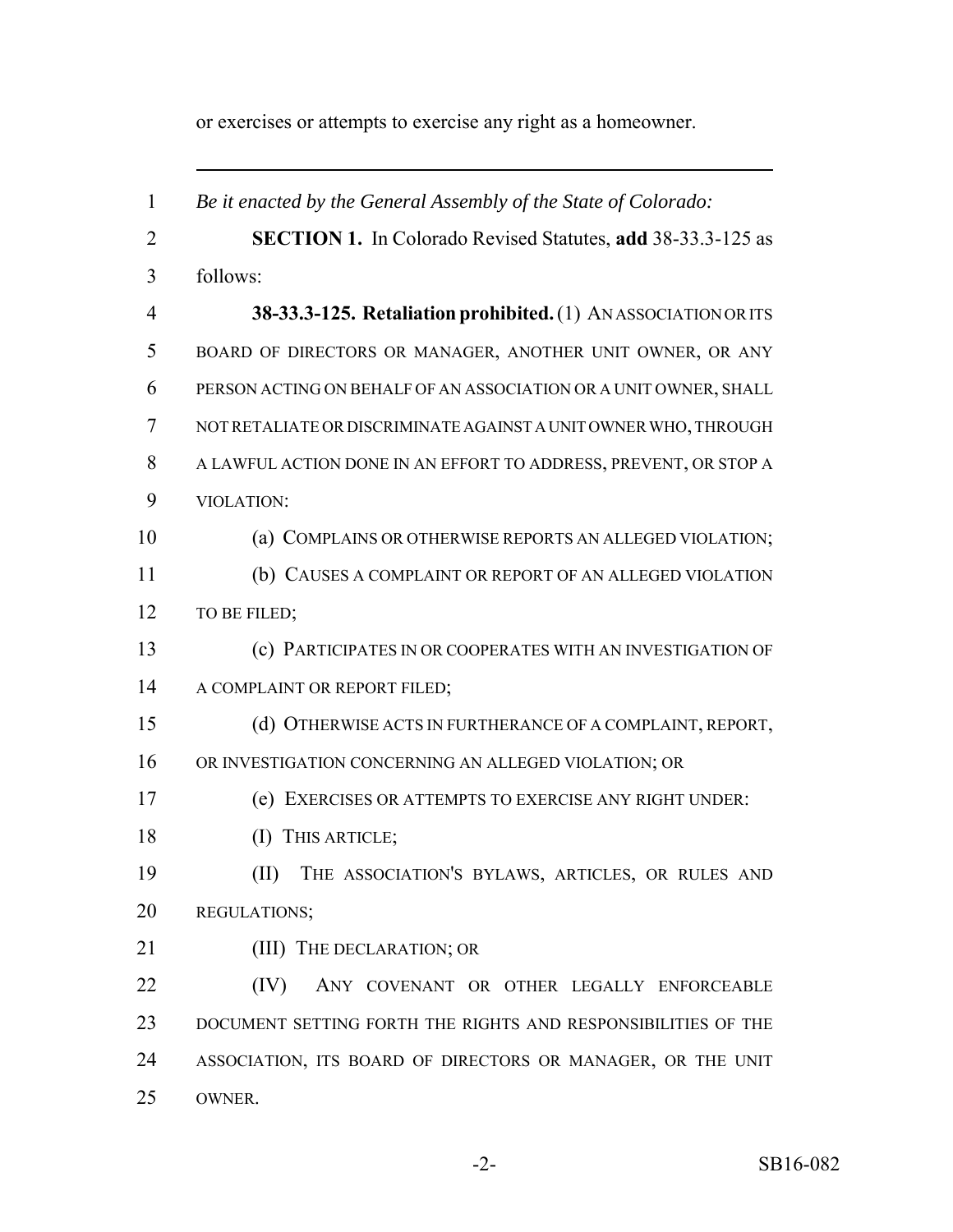or exercises or attempts to exercise any right as a homeowner.

---

*Be it enacted by the General Assembly of the State of Colorado:*

**SECTION 1.** In Colorado Revised Statutes, **add** 38-33.3-125 as follows:

**38-33.3-125. Retaliation prohibited.** (1) AN ASSOCIATION OR ITS BOARD OF DIRECTORS OR MANAGER, ANOTHER UNIT OWNER, OR ANY PERSON ACTING ON BEHALF OF AN ASSOCIATION OR A UNIT OWNER, SHALL NOT RETALIATE OR DISCRIMINATE AGAINST A UNIT OWNER WHO, THROUGH A LAWFUL ACTION DONE IN AN EFFORT TO ADDRESS, PREVENT, OR STOP A VIOLATION:

(a) COMPLAINS OR OTHERWISE REPORTS AN ALLEGED VIOLATION;

(b) CAUSES A COMPLAINT OR REPORT OF AN ALLEGED VIOLATION TO BE FILED;

(c) PARTICIPATES IN OR COOPERATES WITH AN INVESTIGATION OF A COMPLAINT OR REPORT FILED;

(d) OTHERWISE ACTS IN FURTHERANCE OF A COMPLAINT, REPORT, OR INVESTIGATION CONCERNING AN ALLEGED VIOLATION; OR

(e) EXERCISES OR ATTEMPTS TO EXERCISE ANY RIGHT UNDER:

(I) THIS ARTICLE;

(II) THE ASSOCIATION'S BYLAWS, ARTICLES, OR RULES AND REGULATIONS;

(III) THE DECLARATION; OR

(IV) ANY COVENANT OR OTHER LEGALLY ENFORCEABLE DOCUMENT SETTING FORTH THE RIGHTS AND RESPONSIBILITIES OF THE ASSOCIATION, ITS BOARD OF DIRECTORS OR MANAGER, OR THE UNIT OWNER.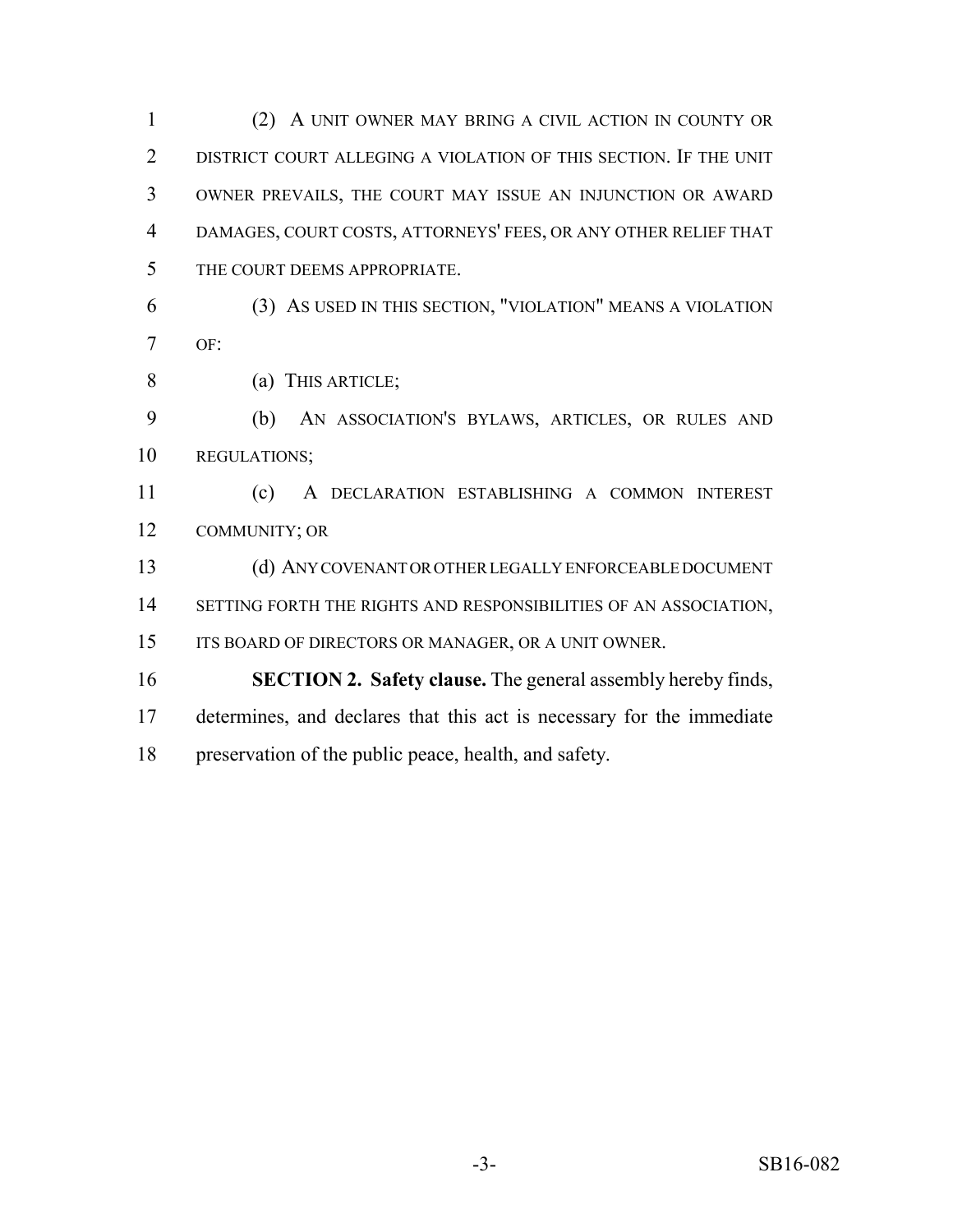(2) A UNIT OWNER MAY BRING A CIVIL ACTION IN COUNTY OR DISTRICT COURT ALLEGING A VIOLATION OF THIS SECTION. IF THE UNIT OWNER PREVAILS, THE COURT MAY ISSUE AN INJUNCTION OR AWARD DAMAGES, COURT COSTS, ATTORNEYS' FEES, OR ANY OTHER RELIEF THAT THE COURT DEEMS APPROPRIATE.

(3) AS USED IN THIS SECTION, "VIOLATION" MEANS A VIOLATION OF:

(a) THIS ARTICLE;

(b) AN ASSOCIATION'S BYLAWS, ARTICLES, OR RULES AND REGULATIONS;

(c) A DECLARATION ESTABLISHING A COMMON INTEREST COMMUNITY; OR

(d) ANY COVENANT OR OTHER LEGALLY ENFORCEABLE DOCUMENT SETTING FORTH THE RIGHTS AND RESPONSIBILITIES OF AN ASSOCIATION, ITS BOARD OF DIRECTORS OR MANAGER, OR A UNIT OWNER.

**SECTION 2. Safety clause.** The general assembly hereby finds, determines, and declares that this act is necessary for the immediate preservation of the public peace, health, and safety.